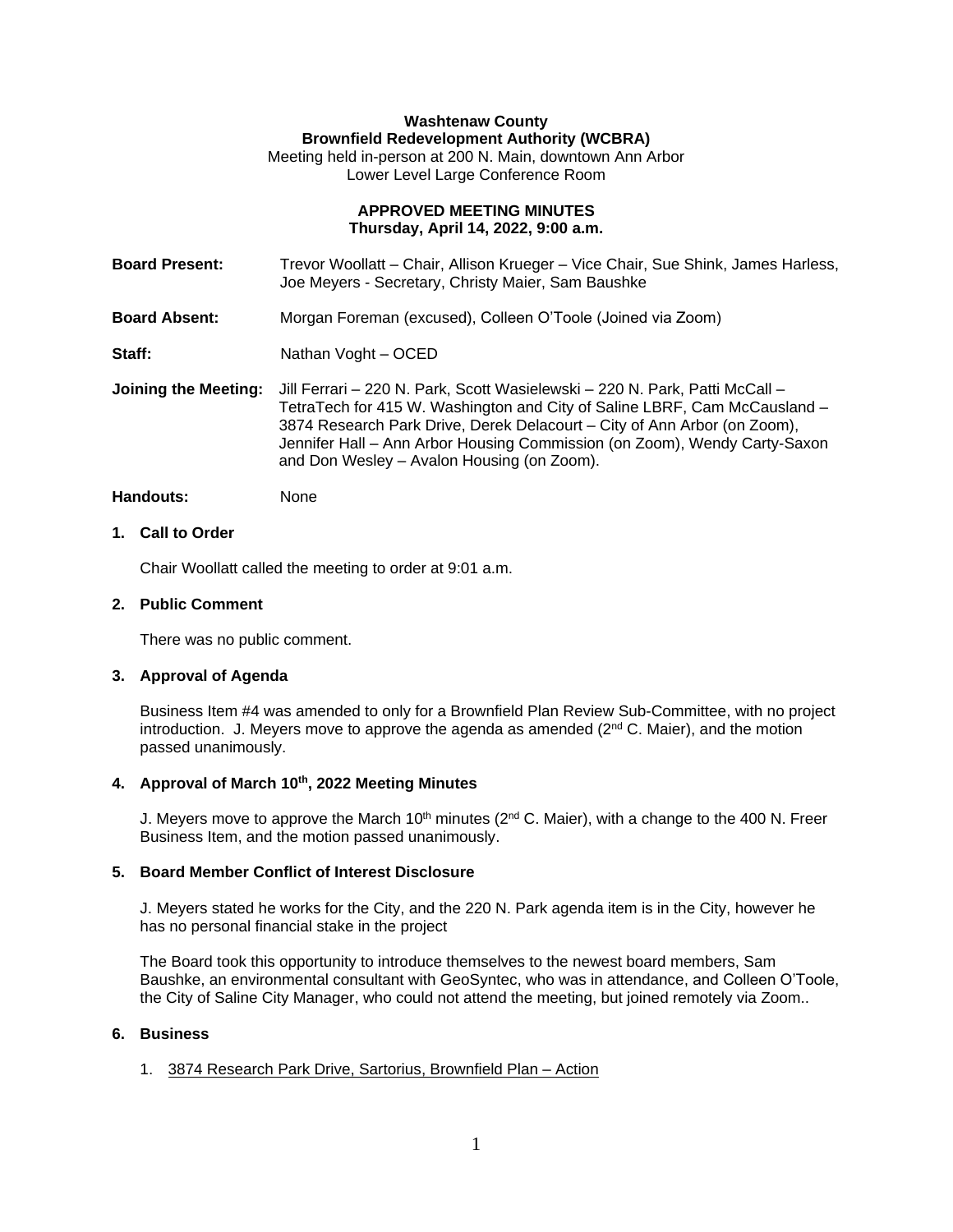**Washtenaw County**
**Brownfield Redevelopment Authority (WCBRA)**
Meeting held in-person at 200 N. Main, downtown Ann Arbor
Lower Level Large Conference Room

**APPROVED MEETING MINUTES**
**Thursday, April 14, 2022, 9:00 a.m.**

**Board Present:** Trevor Woollatt – Chair, Allison Krueger – Vice Chair, Sue Shink, James Harless, Joe Meyers - Secretary, Christy Maier, Sam Baushke

**Board Absent:** Morgan Foreman (excused), Colleen O'Toole (Joined via Zoom)

**Staff:** Nathan Voght – OCED

**Joining the Meeting:** Jill Ferrari – 220 N. Park, Scott Wasielewski – 220 N. Park, Patti McCall – TetraTech for 415 W. Washington and City of Saline LBRF, Cam McCausland – 3874 Research Park Drive, Derek Delacourt – City of Ann Arbor (on Zoom), Jennifer Hall – Ann Arbor Housing Commission (on Zoom), Wendy Carty-Saxon and Don Wesley – Avalon Housing (on Zoom).

**Handouts:** None

## 1. Call to Order

Chair Woollatt called the meeting to order at 9:01 a.m.

## 2. Public Comment

There was no public comment.

## 3. Approval of Agenda

Business Item #4 was amended to only for a Brownfield Plan Review Sub-Committee, with no project introduction. J. Meyers move to approve the agenda as amended (2nd C. Maier), and the motion passed unanimously.

## 4. Approval of March 10th, 2022 Meeting Minutes

J. Meyers move to approve the March 10th minutes (2nd C. Maier), with a change to the 400 N. Freer Business Item, and the motion passed unanimously.

## 5. Board Member Conflict of Interest Disclosure

J. Meyers stated he works for the City, and the 220 N. Park agenda item is in the City, however he has no personal financial stake in the project

The Board took this opportunity to introduce themselves to the newest board members, Sam Baushke, an environmental consultant with GeoSyntec, who was in attendance, and Colleen O'Toole, the City of Saline City Manager, who could not attend the meeting, but joined remotely via Zoom..

## 6. Business

1. 3874 Research Park Drive, Sartorius, Brownfield Plan – Action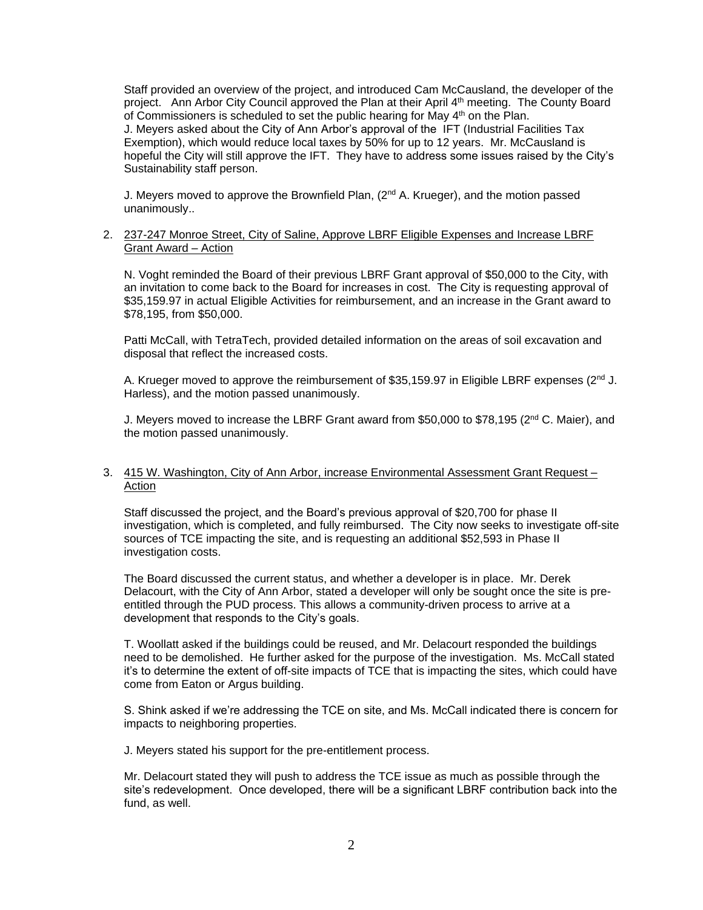Staff provided an overview of the project, and introduced Cam McCausland, the developer of the project. Ann Arbor City Council approved the Plan at their April 4th meeting. The County Board of Commissioners is scheduled to set the public hearing for May 4th on the Plan.
J. Meyers asked about the City of Ann Arbor's approval of the IFT (Industrial Facilities Tax Exemption), which would reduce local taxes by 50% for up to 12 years. Mr. McCausland is hopeful the City will still approve the IFT. They have to address some issues raised by the City's Sustainability staff person.

J. Meyers moved to approve the Brownfield Plan, (2nd A. Krueger), and the motion passed unanimously..

2. <u>237-247 Monroe Street, City of Saline, Approve LBRF Eligible Expenses and Increase LBRF Grant Award – Action</u>

   N. Voght reminded the Board of their previous LBRF Grant approval of $50,000 to the City, with an invitation to come back to the Board for increases in cost. The City is requesting approval of $35,159.97 in actual Eligible Activities for reimbursement, and an increase in the Grant award to $78,195, from $50,000.

   Patti McCall, with TetraTech, provided detailed information on the areas of soil excavation and disposal that reflect the increased costs.

   A. Krueger moved to approve the reimbursement of $35,159.97 in Eligible LBRF expenses (2nd J. Harless), and the motion passed unanimously.

   J. Meyers moved to increase the LBRF Grant award from $50,000 to $78,195 (2nd C. Maier), and the motion passed unanimously.

3. <u>415 W. Washington, City of Ann Arbor, increase Environmental Assessment Grant Request – Action</u>

   Staff discussed the project, and the Board's previous approval of $20,700 for phase II investigation, which is completed, and fully reimbursed. The City now seeks to investigate off-site sources of TCE impacting the site, and is requesting an additional $52,593 in Phase II investigation costs.

   The Board discussed the current status, and whether a developer is in place. Mr. Derek Delacourt, with the City of Ann Arbor, stated a developer will only be sought once the site is pre-entitled through the PUD process. This allows a community-driven process to arrive at a development that responds to the City's goals.

   T. Woollatt asked if the buildings could be reused, and Mr. Delacourt responded the buildings need to be demolished. He further asked for the purpose of the investigation. Ms. McCall stated it's to determine the extent of off-site impacts of TCE that is impacting the sites, which could have come from Eaton or Argus building.

   S. Shink asked if we're addressing the TCE on site, and Ms. McCall indicated there is concern for impacts to neighboring properties.

   J. Meyers stated his support for the pre-entitlement process.

   Mr. Delacourt stated they will push to address the TCE issue as much as possible through the site's redevelopment. Once developed, there will be a significant LBRF contribution back into the fund, as well.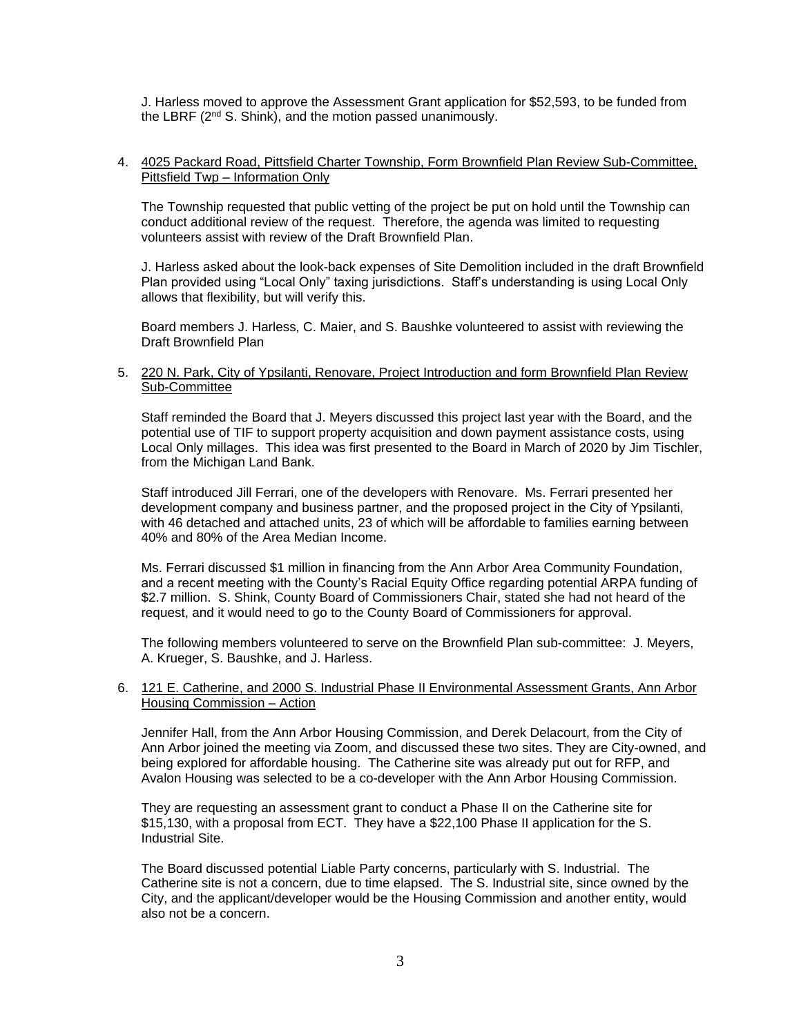J. Harless moved to approve the Assessment Grant application for $52,593, to be funded from the LBRF (2nd S. Shink), and the motion passed unanimously.

4. 4025 Packard Road, Pittsfield Charter Township, Form Brownfield Plan Review Sub-Committee, Pittsfield Twp – Information Only

   The Township requested that public vetting of the project be put on hold until the Township can conduct additional review of the request. Therefore, the agenda was limited to requesting volunteers assist with review of the Draft Brownfield Plan.

   J. Harless asked about the look-back expenses of Site Demolition included in the draft Brownfield Plan provided using "Local Only" taxing jurisdictions. Staff's understanding is using Local Only allows that flexibility, but will verify this.

   Board members J. Harless, C. Maier, and S. Baushke volunteered to assist with reviewing the Draft Brownfield Plan

5. 220 N. Park, City of Ypsilanti, Renovare, Project Introduction and form Brownfield Plan Review Sub-Committee

   Staff reminded the Board that J. Meyers discussed this project last year with the Board, and the potential use of TIF to support property acquisition and down payment assistance costs, using Local Only millages. This idea was first presented to the Board in March of 2020 by Jim Tischler, from the Michigan Land Bank.

   Staff introduced Jill Ferrari, one of the developers with Renovare. Ms. Ferrari presented her development company and business partner, and the proposed project in the City of Ypsilanti, with 46 detached and attached units, 23 of which will be affordable to families earning between 40% and 80% of the Area Median Income.

   Ms. Ferrari discussed $1 million in financing from the Ann Arbor Area Community Foundation, and a recent meeting with the County's Racial Equity Office regarding potential ARPA funding of $2.7 million. S. Shink, County Board of Commissioners Chair, stated she had not heard of the request, and it would need to go to the County Board of Commissioners for approval.

   The following members volunteered to serve on the Brownfield Plan sub-committee: J. Meyers, A. Krueger, S. Baushke, and J. Harless.

6. 121 E. Catherine, and 2000 S. Industrial Phase II Environmental Assessment Grants, Ann Arbor Housing Commission – Action

   Jennifer Hall, from the Ann Arbor Housing Commission, and Derek Delacourt, from the City of Ann Arbor joined the meeting via Zoom, and discussed these two sites. They are City-owned, and being explored for affordable housing. The Catherine site was already put out for RFP, and Avalon Housing was selected to be a co-developer with the Ann Arbor Housing Commission.

   They are requesting an assessment grant to conduct a Phase II on the Catherine site for $15,130, with a proposal from ECT. They have a $22,100 Phase II application for the S. Industrial Site.

   The Board discussed potential Liable Party concerns, particularly with S. Industrial. The Catherine site is not a concern, due to time elapsed. The S. Industrial site, since owned by the City, and the applicant/developer would be the Housing Commission and another entity, would also not be a concern.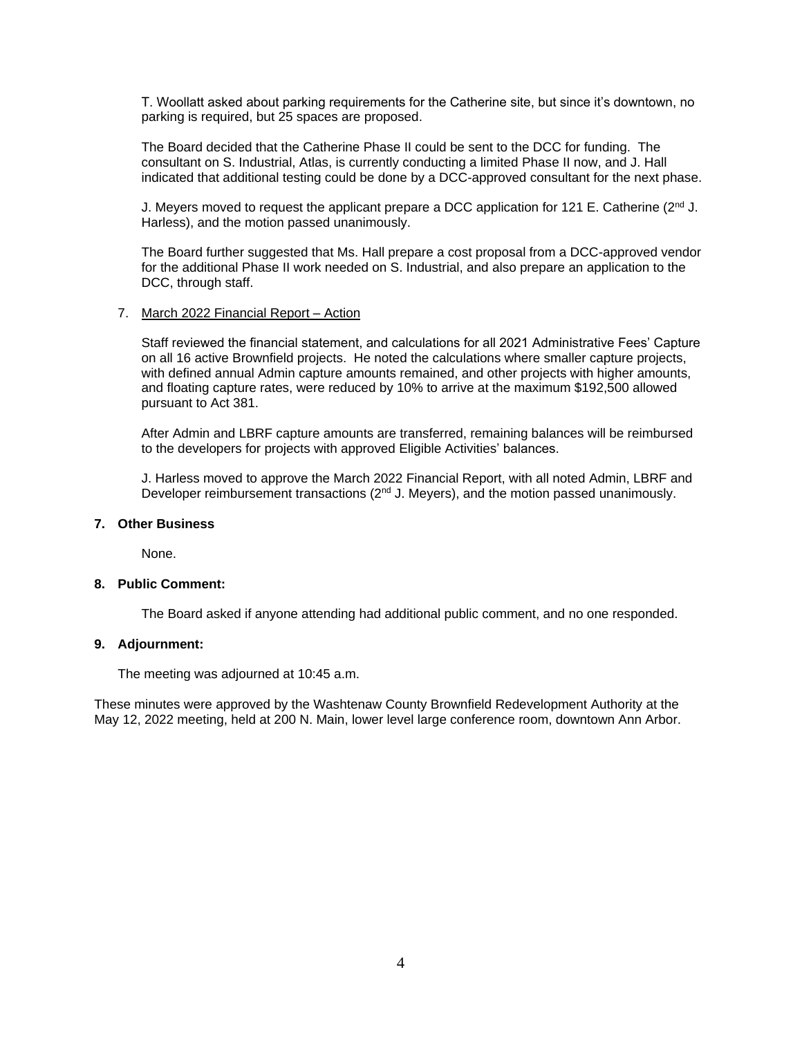T. Woollatt asked about parking requirements for the Catherine site, but since it's downtown, no parking is required, but 25 spaces are proposed.

The Board decided that the Catherine Phase II could be sent to the DCC for funding. The consultant on S. Industrial, Atlas, is currently conducting a limited Phase II now, and J. Hall indicated that additional testing could be done by a DCC-approved consultant for the next phase.

J. Meyers moved to request the applicant prepare a DCC application for 121 E. Catherine (2nd J. Harless), and the motion passed unanimously.

The Board further suggested that Ms. Hall prepare a cost proposal from a DCC-approved vendor for the additional Phase II work needed on S. Industrial, and also prepare an application to the DCC, through staff.

7. March 2022 Financial Report – Action

Staff reviewed the financial statement, and calculations for all 2021 Administrative Fees' Capture on all 16 active Brownfield projects. He noted the calculations where smaller capture projects, with defined annual Admin capture amounts remained, and other projects with higher amounts, and floating capture rates, were reduced by 10% to arrive at the maximum $192,500 allowed pursuant to Act 381.

After Admin and LBRF capture amounts are transferred, remaining balances will be reimbursed to the developers for projects with approved Eligible Activities' balances.

J. Harless moved to approve the March 2022 Financial Report, with all noted Admin, LBRF and Developer reimbursement transactions (2nd J. Meyers), and the motion passed unanimously.

**7. Other Business**

None.

**8. Public Comment:**

The Board asked if anyone attending had additional public comment, and no one responded.

**9. Adjournment:**

The meeting was adjourned at 10:45 a.m.

These minutes were approved by the Washtenaw County Brownfield Redevelopment Authority at the May 12, 2022 meeting, held at 200 N. Main, lower level large conference room, downtown Ann Arbor.